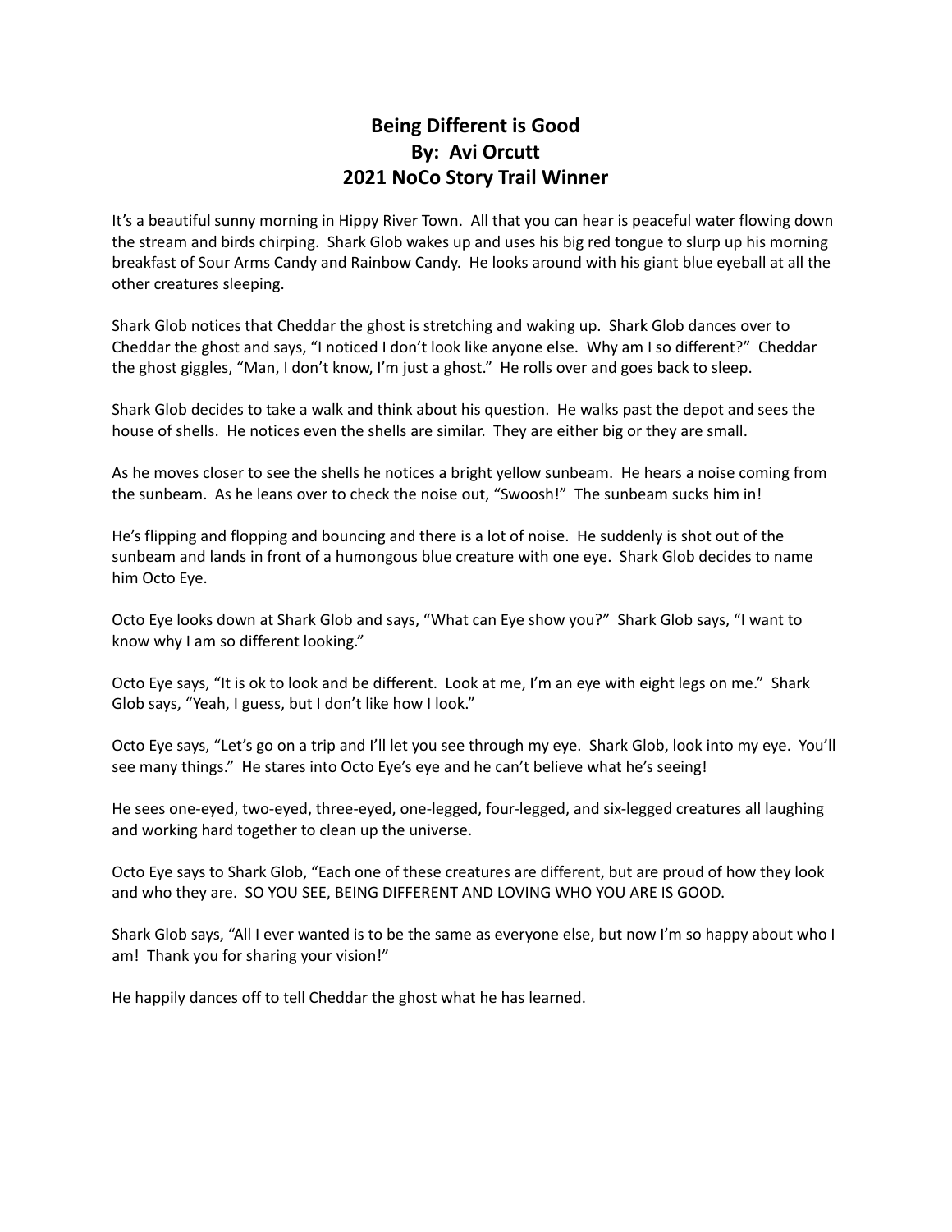# Being Different is Good
## By: Avi Orcutt
## 2021 NoCo Story Trail Winner

It's a beautiful sunny morning in Hippy River Town. All that you can hear is peaceful water flowing down the stream and birds chirping. Shark Glob wakes up and uses his big red tongue to slurp up his morning breakfast of Sour Arms Candy and Rainbow Candy. He looks around with his giant blue eyeball at all the other creatures sleeping.

Shark Glob notices that Cheddar the ghost is stretching and waking up. Shark Glob dances over to Cheddar the ghost and says, "I noticed I don't look like anyone else. Why am I so different?" Cheddar the ghost giggles, "Man, I don't know, I'm just a ghost." He rolls over and goes back to sleep.

Shark Glob decides to take a walk and think about his question. He walks past the depot and sees the house of shells. He notices even the shells are similar. They are either big or they are small.

As he moves closer to see the shells he notices a bright yellow sunbeam. He hears a noise coming from the sunbeam. As he leans over to check the noise out, "Swoosh!" The sunbeam sucks him in!

He's flipping and flopping and bouncing and there is a lot of noise. He suddenly is shot out of the sunbeam and lands in front of a humongous blue creature with one eye. Shark Glob decides to name him Octo Eye.

Octo Eye looks down at Shark Glob and says, "What can Eye show you?" Shark Glob says, "I want to know why I am so different looking."

Octo Eye says, "It is ok to look and be different. Look at me, I'm an eye with eight legs on me." Shark Glob says, "Yeah, I guess, but I don't like how I look."

Octo Eye says, "Let's go on a trip and I'll let you see through my eye. Shark Glob, look into my eye. You'll see many things." He stares into Octo Eye's eye and he can't believe what he's seeing!

He sees one-eyed, two-eyed, three-eyed, one-legged, four-legged, and six-legged creatures all laughing and working hard together to clean up the universe.

Octo Eye says to Shark Glob, "Each one of these creatures are different, but are proud of how they look and who they are. SO YOU SEE, BEING DIFFERENT AND LOVING WHO YOU ARE IS GOOD.

Shark Glob says, "All I ever wanted is to be the same as everyone else, but now I'm so happy about who I am! Thank you for sharing your vision!"

He happily dances off to tell Cheddar the ghost what he has learned.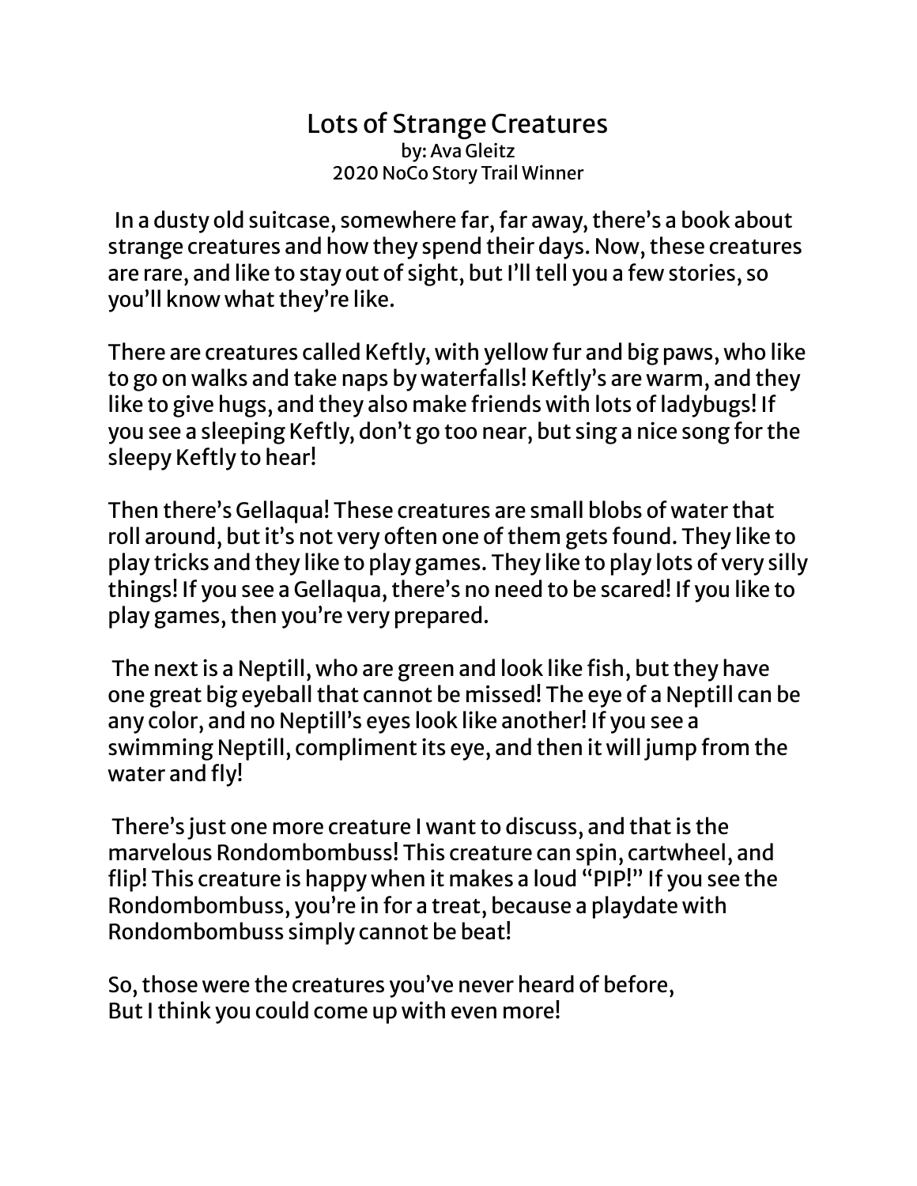# Lots of Strange Creatures

by: Ava Gleitz
2020 NoCo Story Trail Winner

In a dusty old suitcase, somewhere far, far away, there's a book about strange creatures and how they spend their days. Now, these creatures are rare, and like to stay out of sight, but I'll tell you a few stories, so you'll know what they're like.

There are creatures called Keftly, with yellow fur and big paws, who like to go on walks and take naps by waterfalls! Keftly's are warm, and they like to give hugs, and they also make friends with lots of ladybugs! If you see a sleeping Keftly, don't go too near, but sing a nice song for the sleepy Keftly to hear!

Then there's Gellaqua! These creatures are small blobs of water that roll around, but it's not very often one of them gets found. They like to play tricks and they like to play games. They like to play lots of very silly things! If you see a Gellaqua, there's no need to be scared! If you like to play games, then you're very prepared.

The next is a Neptill, who are green and look like fish, but they have one great big eyeball that cannot be missed! The eye of a Neptill can be any color, and no Neptill's eyes look like another! If you see a swimming Neptill, compliment its eye, and then it will jump from the water and fly!

There's just one more creature I want to discuss, and that is the marvelous Rondombombuss! This creature can spin, cartwheel, and flip! This creature is happy when it makes a loud "PIP!" If you see the Rondombombuss, you're in for a treat, because a playdate with Rondombombuss simply cannot be beat!

So, those were the creatures you've never heard of before,
But I think you could come up with even more!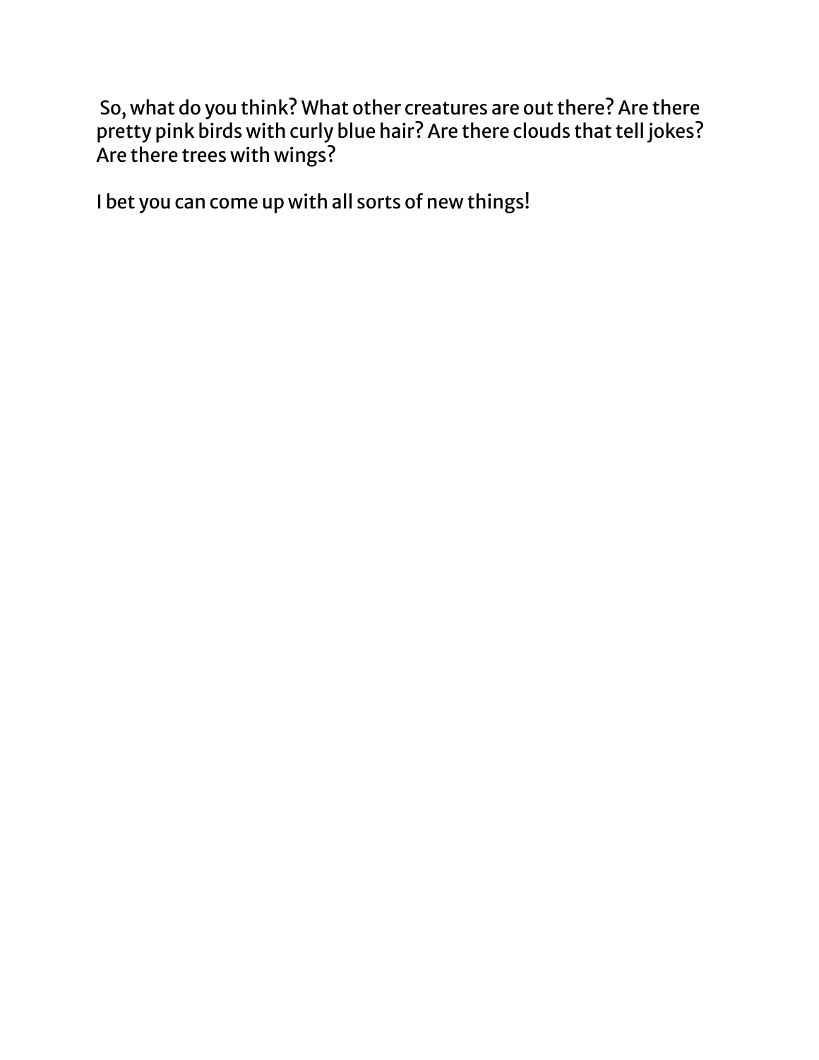So, what do you think? What other creatures are out there? Are there pretty pink birds with curly blue hair? Are there clouds that tell jokes? Are there trees with wings?

I bet you can come up with all sorts of new things!